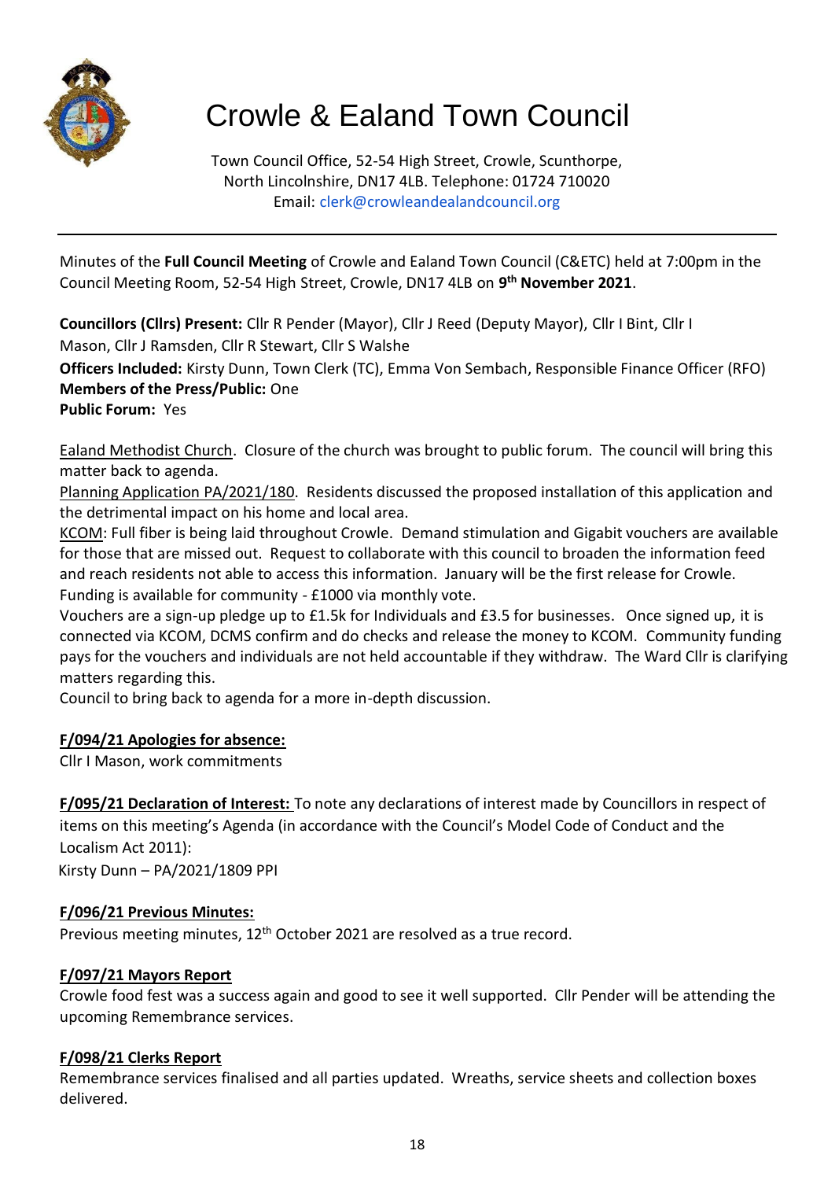# Crowle & Ealand Town Council

Town Council Office, 52-54 High Street, Crowle, Scunthorpe, North Lincolnshire, DN17 4LB. Telephone: 01724 710020
Email: clerk@crowleandealandcouncil.org

---

Minutes of the **Full Council Meeting** of Crowle and Ealand Town Council (C&ETC) held at 7:00pm in the Council Meeting Room, 52-54 High Street, Crowle, DN17 4LB on **9th November 2021**.

**Councillors (Cllrs) Present:** Cllr R Pender (Mayor), Cllr J Reed (Deputy Mayor), Cllr I Bint, Cllr I Mason, Cllr J Ramsden, Cllr R Stewart, Cllr S Walshe
**Officers Included:** Kirsty Dunn, Town Clerk (TC), Emma Von Sembach, Responsible Finance Officer (RFO)
**Members of the Press/Public:** One
**Public Forum:** Yes

Ealand Methodist Church. Closure of the church was brought to public forum. The council will bring this matter back to agenda.
Planning Application PA/2021/180. Residents discussed the proposed installation of this application and the detrimental impact on his home and local area.
KCOM: Full fiber is being laid throughout Crowle. Demand stimulation and Gigabit vouchers are available for those that are missed out. Request to collaborate with this council to broaden the information feed and reach residents not able to access this information. January will be the first release for Crowle. Funding is available for community - £1000 via monthly vote.
Vouchers are a sign-up pledge up to £1.5k for Individuals and £3.5 for businesses. Once signed up, it is connected via KCOM, DCMS confirm and do checks and release the money to KCOM. Community funding pays for the vouchers and individuals are not held accountable if they withdraw. The Ward Cllr is clarifying matters regarding this.
Council to bring back to agenda for a more in-depth discussion.

**F/094/21 Apologies for absence:**
Cllr I Mason, work commitments

**F/095/21 Declaration of Interest:** To note any declarations of interest made by Councillors in respect of items on this meeting's Agenda (in accordance with the Council's Model Code of Conduct and the Localism Act 2011):
Kirsty Dunn – PA/2021/1809 PPI

**F/096/21 Previous Minutes:**
Previous meeting minutes, 12th October 2021 are resolved as a true record.

**F/097/21 Mayors Report**
Crowle food fest was a success again and good to see it well supported. Cllr Pender will be attending the upcoming Remembrance services.

**F/098/21 Clerks Report**
Remembrance services finalised and all parties updated. Wreaths, service sheets and collection boxes delivered.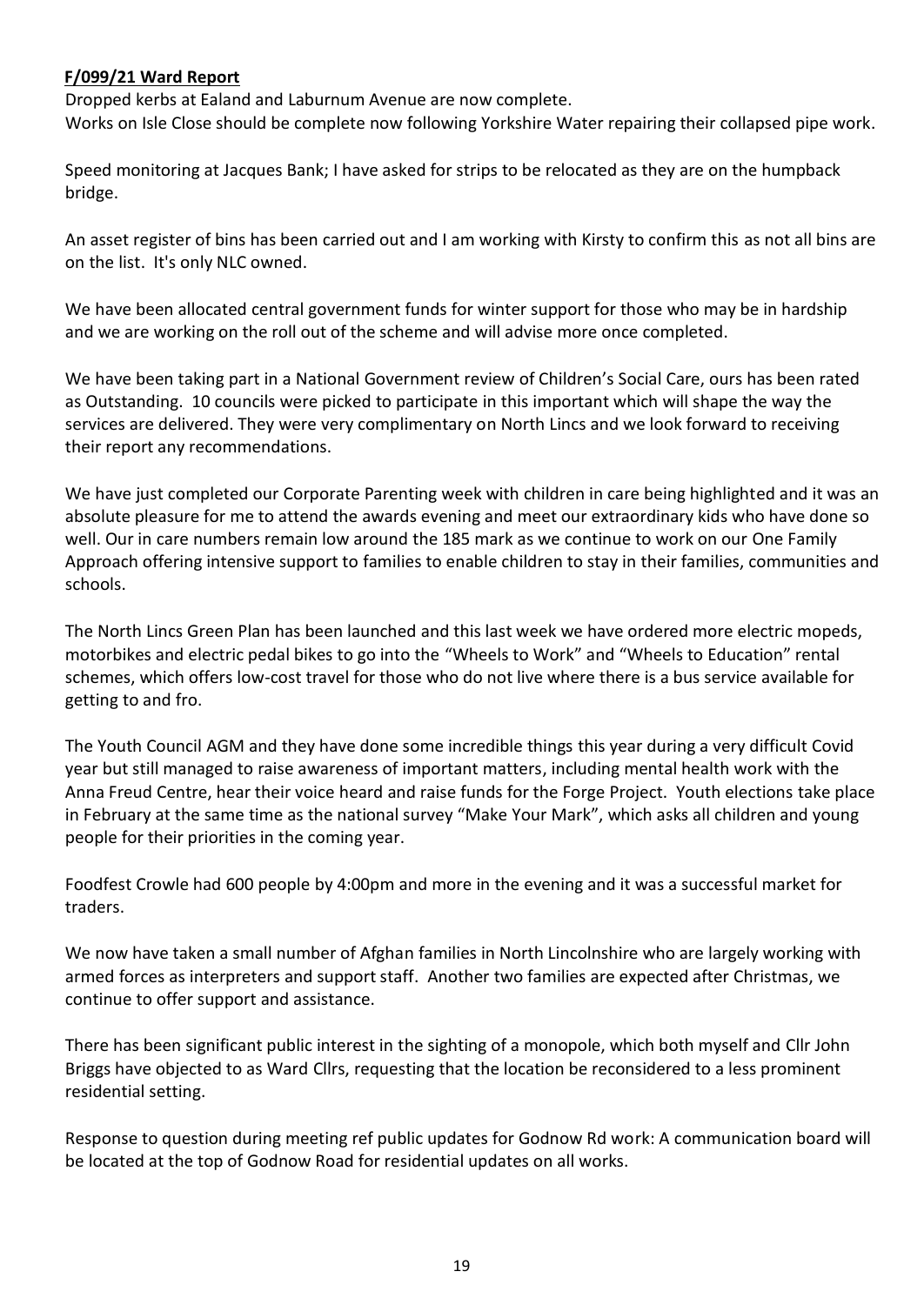**F/099/21 Ward Report**

Dropped kerbs at Ealand and Laburnum Avenue are now complete.
Works on Isle Close should be complete now following Yorkshire Water repairing their collapsed pipe work.

Speed monitoring at Jacques Bank; I have asked for strips to be relocated as they are on the humpback bridge.

An asset register of bins has been carried out and I am working with Kirsty to confirm this as not all bins are on the list. It's only NLC owned.

We have been allocated central government funds for winter support for those who may be in hardship and we are working on the roll out of the scheme and will advise more once completed.

We have been taking part in a National Government review of Children's Social Care, ours has been rated as Outstanding. 10 councils were picked to participate in this important which will shape the way the services are delivered. They were very complimentary on North Lincs and we look forward to receiving their report any recommendations.

We have just completed our Corporate Parenting week with children in care being highlighted and it was an absolute pleasure for me to attend the awards evening and meet our extraordinary kids who have done so well. Our in care numbers remain low around the 185 mark as we continue to work on our One Family Approach offering intensive support to families to enable children to stay in their families, communities and schools.

The North Lincs Green Plan has been launched and this last week we have ordered more electric mopeds, motorbikes and electric pedal bikes to go into the "Wheels to Work" and "Wheels to Education" rental schemes, which offers low-cost travel for those who do not live where there is a bus service available for getting to and fro.

The Youth Council AGM and they have done some incredible things this year during a very difficult Covid year but still managed to raise awareness of important matters, including mental health work with the Anna Freud Centre, hear their voice heard and raise funds for the Forge Project. Youth elections take place in February at the same time as the national survey "Make Your Mark", which asks all children and young people for their priorities in the coming year.

Foodfest Crowle had 600 people by 4:00pm and more in the evening and it was a successful market for traders.

We now have taken a small number of Afghan families in North Lincolnshire who are largely working with armed forces as interpreters and support staff. Another two families are expected after Christmas, we continue to offer support and assistance.

There has been significant public interest in the sighting of a monopole, which both myself and Cllr John Briggs have objected to as Ward Cllrs, requesting that the location be reconsidered to a less prominent residential setting.

Response to question during meeting ref public updates for Godnow Rd work: A communication board will be located at the top of Godnow Road for residential updates on all works.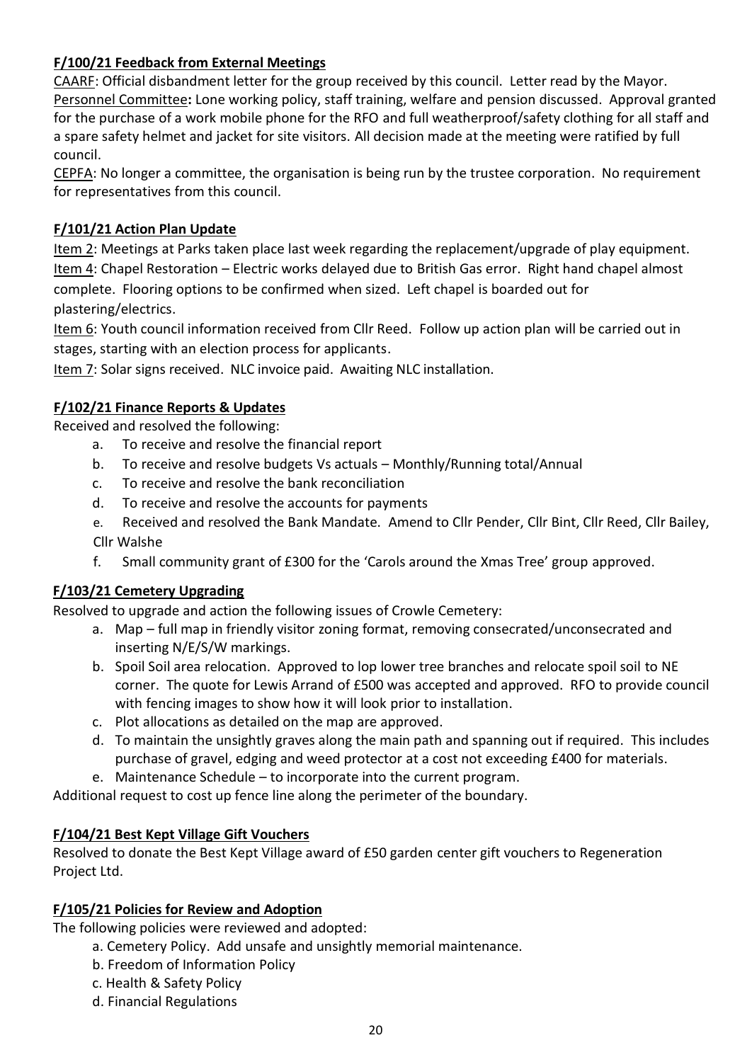## F/100/21 Feedback from External Meetings

CAARF: Official disbandment letter for the group received by this council. Letter read by the Mayor.

Personnel Committee**:** Lone working policy, staff training, welfare and pension discussed. Approval granted for the purchase of a work mobile phone for the RFO and full weatherproof/safety clothing for all staff and a spare safety helmet and jacket for site visitors. All decision made at the meeting were ratified by full council.

CEPFA: No longer a committee, the organisation is being run by the trustee corporation. No requirement for representatives from this council.

## F/101/21 Action Plan Update

Item 2: Meetings at Parks taken place last week regarding the replacement/upgrade of play equipment.

Item 4: Chapel Restoration – Electric works delayed due to British Gas error. Right hand chapel almost complete. Flooring options to be confirmed when sized. Left chapel is boarded out for plastering/electrics.

Item 6: Youth council information received from Cllr Reed. Follow up action plan will be carried out in stages, starting with an election process for applicants.

Item 7: Solar signs received. NLC invoice paid. Awaiting NLC installation.

## F/102/21 Finance Reports & Updates

Received and resolved the following:

a. To receive and resolve the financial report
b. To receive and resolve budgets Vs actuals – Monthly/Running total/Annual
c. To receive and resolve the bank reconciliation
d. To receive and resolve the accounts for payments
e. Received and resolved the Bank Mandate. Amend to Cllr Pender, Cllr Bint, Cllr Reed, Cllr Bailey, Cllr Walshe
f. Small community grant of £300 for the 'Carols around the Xmas Tree' group approved.

## F/103/21 Cemetery Upgrading

Resolved to upgrade and action the following issues of Crowle Cemetery:

a. Map – full map in friendly visitor zoning format, removing consecrated/unconsecrated and inserting N/E/S/W markings.
b. Spoil Soil area relocation. Approved to lop lower tree branches and relocate spoil soil to NE corner. The quote for Lewis Arrand of £500 was accepted and approved. RFO to provide council with fencing images to show how it will look prior to installation.
c. Plot allocations as detailed on the map are approved.
d. To maintain the unsightly graves along the main path and spanning out if required. This includes purchase of gravel, edging and weed protector at a cost not exceeding £400 for materials.
e. Maintenance Schedule – to incorporate into the current program.

Additional request to cost up fence line along the perimeter of the boundary.

## F/104/21 Best Kept Village Gift Vouchers

Resolved to donate the Best Kept Village award of £50 garden center gift vouchers to Regeneration Project Ltd.

## F/105/21 Policies for Review and Adoption

The following policies were reviewed and adopted:

a. Cemetery Policy. Add unsafe and unsightly memorial maintenance.
b. Freedom of Information Policy
c. Health & Safety Policy
d. Financial Regulations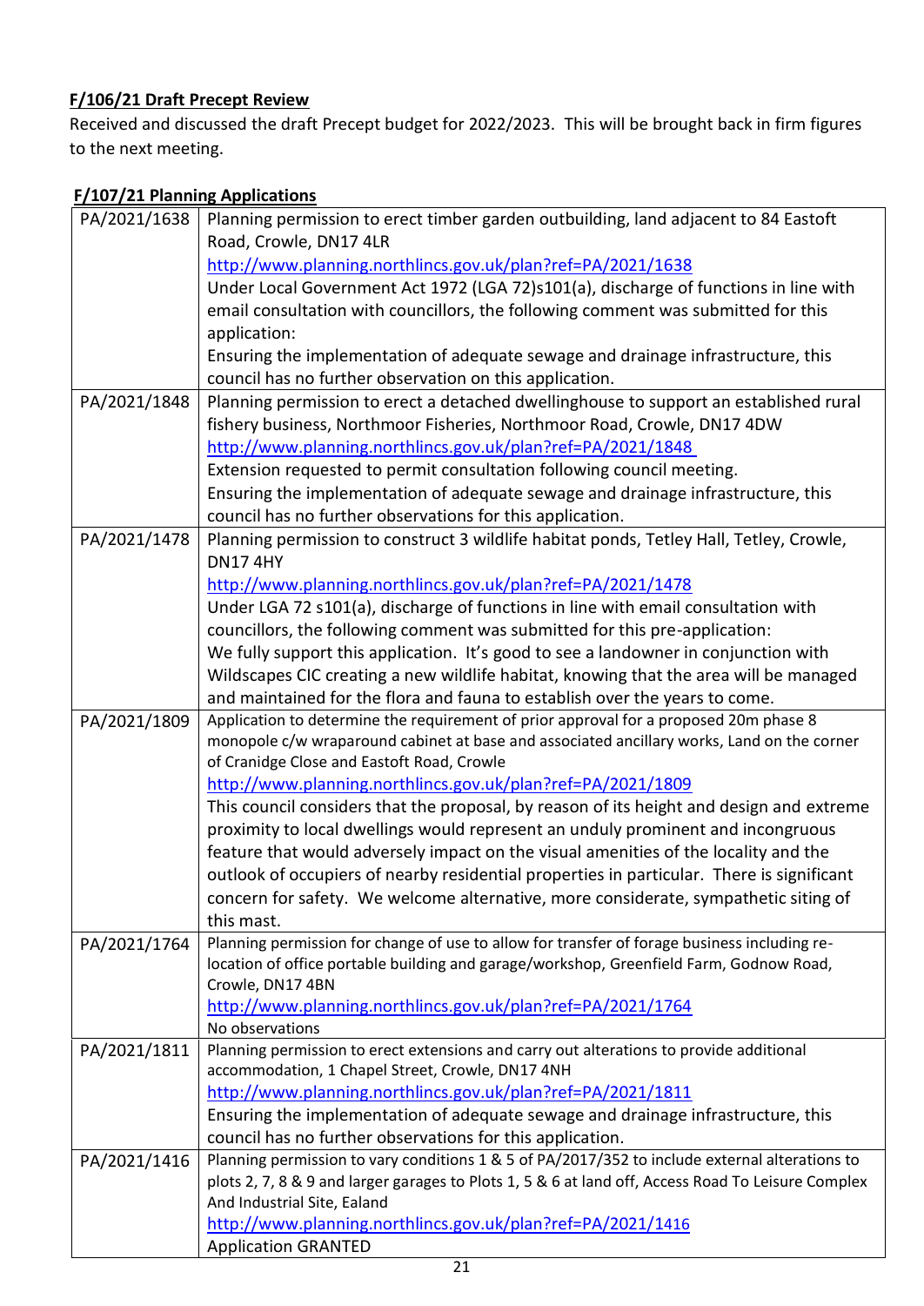**F/106/21 Draft Precept Review**

Received and discussed the draft Precept budget for 2022/2023. This will be brought back in firm figures to the next meeting.

**F/107/21 Planning Applications**

| | |
|---|---|
| PA/2021/1638 | Planning permission to erect timber garden outbuilding, land adjacent to 84 Eastoft Road, Crowle, DN17 4LR<br>http://www.planning.northlincs.gov.uk/plan?ref=PA/2021/1638<br>Under Local Government Act 1972 (LGA 72)s101(a), discharge of functions in line with email consultation with councillors, the following comment was submitted for this application:<br>Ensuring the implementation of adequate sewage and drainage infrastructure, this council has no further observation on this application. |
| PA/2021/1848 | Planning permission to erect a detached dwellinghouse to support an established rural fishery business, Northmoor Fisheries, Northmoor Road, Crowle, DN17 4DW<br>http://www.planning.northlincs.gov.uk/plan?ref=PA/2021/1848<br>Extension requested to permit consultation following council meeting.<br>Ensuring the implementation of adequate sewage and drainage infrastructure, this council has no further observations for this application. |
| PA/2021/1478 | Planning permission to construct 3 wildlife habitat ponds, Tetley Hall, Tetley, Crowle, DN17 4HY<br>http://www.planning.northlincs.gov.uk/plan?ref=PA/2021/1478<br>Under LGA 72 s101(a), discharge of functions in line with email consultation with councillors, the following comment was submitted for this pre-application:<br>We fully support this application. It's good to see a landowner in conjunction with Wildscapes CIC creating a new wildlife habitat, knowing that the area will be managed and maintained for the flora and fauna to establish over the years to come. |
| PA/2021/1809 | Application to determine the requirement of prior approval for a proposed 20m phase 8 monopole c/w wraparound cabinet at base and associated ancillary works, Land on the corner of Cranidge Close and Eastoft Road, Crowle<br>http://www.planning.northlincs.gov.uk/plan?ref=PA/2021/1809<br>This council considers that the proposal, by reason of its height and design and extreme proximity to local dwellings would represent an unduly prominent and incongruous feature that would adversely impact on the visual amenities of the locality and the outlook of occupiers of nearby residential properties in particular. There is significant concern for safety. We welcome alternative, more considerate, sympathetic siting of this mast. |
| PA/2021/1764 | Planning permission for change of use to allow for transfer of forage business including re-location of office portable building and garage/workshop, Greenfield Farm, Godnow Road, Crowle, DN17 4BN<br>http://www.planning.northlincs.gov.uk/plan?ref=PA/2021/1764<br>No observations |
| PA/2021/1811 | Planning permission to erect extensions and carry out alterations to provide additional accommodation, 1 Chapel Street, Crowle, DN17 4NH<br>http://www.planning.northlincs.gov.uk/plan?ref=PA/2021/1811<br>Ensuring the implementation of adequate sewage and drainage infrastructure, this council has no further observations for this application. |
| PA/2021/1416 | Planning permission to vary conditions 1 & 5 of PA/2017/352 to include external alterations to plots 2, 7, 8 & 9 and larger garages to Plots 1, 5 & 6 at land off, Access Road To Leisure Complex And Industrial Site, Ealand<br>http://www.planning.northlincs.gov.uk/plan?ref=PA/2021/1416<br>Application GRANTED |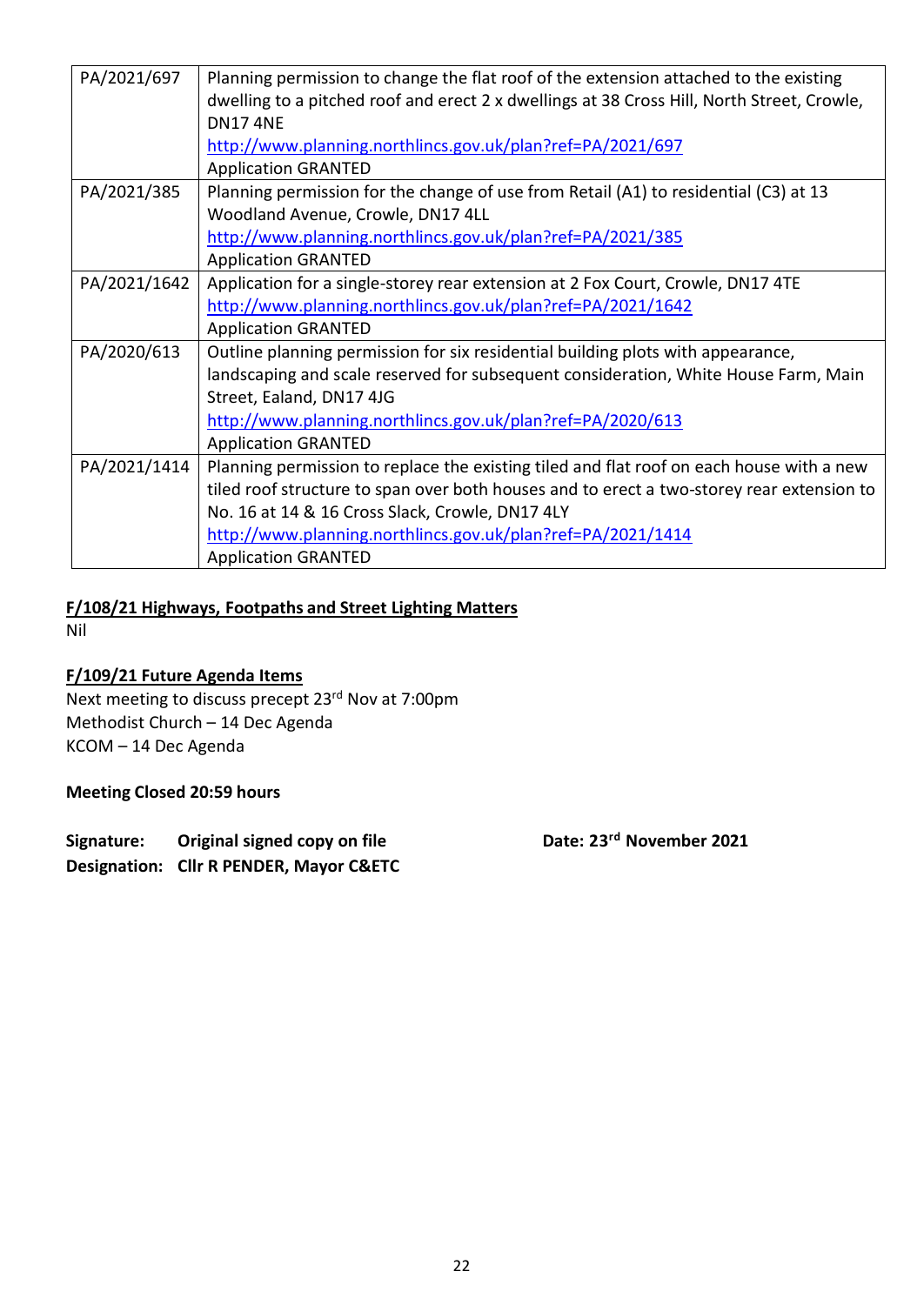| | |
|---|---|
| PA/2021/697 | Planning permission to change the flat roof of the extension attached to the existing dwelling to a pitched roof and erect 2 x dwellings at 38 Cross Hill, North Street, Crowle, DN17 4NE<br>http://www.planning.northlincs.gov.uk/plan?ref=PA/2021/697<br>Application GRANTED |
| PA/2021/385 | Planning permission for the change of use from Retail (A1) to residential (C3) at 13 Woodland Avenue, Crowle, DN17 4LL<br>http://www.planning.northlincs.gov.uk/plan?ref=PA/2021/385<br>Application GRANTED |
| PA/2021/1642 | Application for a single-storey rear extension at 2 Fox Court, Crowle, DN17 4TE<br>http://www.planning.northlincs.gov.uk/plan?ref=PA/2021/1642<br>Application GRANTED |
| PA/2020/613 | Outline planning permission for six residential building plots with appearance, landscaping and scale reserved for subsequent consideration, White House Farm, Main Street, Ealand, DN17 4JG<br>http://www.planning.northlincs.gov.uk/plan?ref=PA/2020/613<br>Application GRANTED |
| PA/2021/1414 | Planning permission to replace the existing tiled and flat roof on each house with a new tiled roof structure to span over both houses and to erect a two-storey rear extension to No. 16 at 14 & 16 Cross Slack, Crowle, DN17 4LY<br>http://www.planning.northlincs.gov.uk/plan?ref=PA/2021/1414<br>Application GRANTED |

**F/108/21 Highways, Footpaths and Street Lighting Matters**

Nil

**F/109/21 Future Agenda Items**

Next meeting to discuss precept 23rd Nov at 7:00pm
Methodist Church – 14 Dec Agenda
KCOM – 14 Dec Agenda

**Meeting Closed 20:59 hours**

**Signature:** **Original signed copy on file** **Date: 23rd November 2021**
**Designation:** **Cllr R PENDER, Mayor C&ETC**